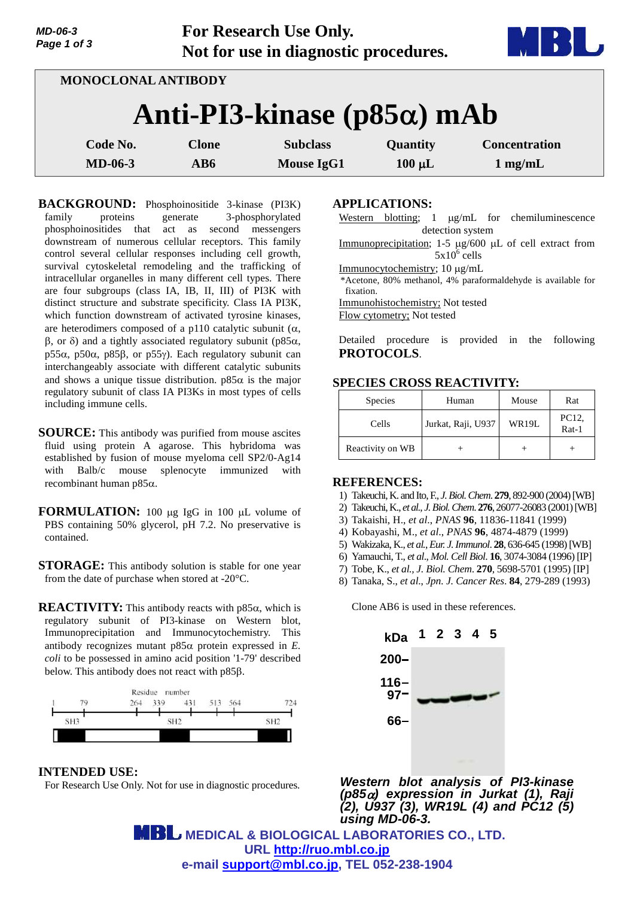**For Research Use Only.**
**Not for use in diagnostic procedures.**

MONOCLONAL ANTIBODY

# Anti-PI3-kinase (p85α) mAb

| Code No. | Clone | Subclass | Quantity | Concentration |
|---|---|---|---|---|
| MD-06-3 | AB6 | Mouse IgG1 | 100 μL | 1 mg/mL |

**BACKGROUND:** Phosphoinositide 3-kinase (PI3K) family proteins generate 3-phosphorylated phosphoinositides that act as second messengers downstream of numerous cellular receptors. This family control several cellular responses including cell growth, survival cytoskeletal remodeling and the trafficking of intracellular organelles in many different cell types. There are four subgroups (class IA, IB, II, III) of PI3K with distinct structure and substrate specificity. Class IA PI3K, which function downstream of activated tyrosine kinases, are heterodimers composed of a p110 catalytic subunit (α, β, or δ) and a tightly associated regulatory subunit (p85α, p55α, p50α, p85β, or p55γ). Each regulatory subunit can interchangeably associate with different catalytic subunits and shows a unique tissue distribution. p85α is the major regulatory subunit of class IA PI3Ks in most types of cells including immune cells.

**SOURCE:** This antibody was purified from mouse ascites fluid using protein A agarose. This hybridoma was established by fusion of mouse myeloma cell SP2/0-Ag14 with Balb/c mouse splenocyte immunized with recombinant human p85α.

**FORMULATION:** 100 μg IgG in 100 μL volume of PBS containing 50% glycerol, pH 7.2. No preservative is contained.

**STORAGE:** This antibody solution is stable for one year from the date of purchase when stored at -20°C.

**REACTIVITY:** This antibody reacts with p85α, which is regulatory subunit of PI3-kinase on Western blot, Immunoprecipitation and Immunocytochemistry. This antibody recognizes mutant p85α protein expressed in *E. coli* to be possessed in amino acid position '1-79' described below. This antibody does not react with p85β.

Residue number: 1, 79, 264, 339, 431, 513, 564, 724
SH3, SH2, SH2

**INTENDED USE:**
For Research Use Only. Not for use in diagnostic procedures.

**APPLICATIONS:**

Western blotting; 1 μg/mL for chemiluminescence detection system

Immunoprecipitation; 1-5 μg/600 μL of cell extract from $5 \times 10^6$ cells

Immunocytochemistry; 10 μg/mL
*Acetone, 80% methanol, 4% paraformaldehyde is available for fixation.

Immunohistochemistry; Not tested

Flow cytometry; Not tested

Detailed procedure is provided in the following **PROTOCOLS**.

**SPECIES CROSS REACTIVITY:**

| Species | Human | Mouse | Rat |
|---|---|---|---|
| Cells | Jurkat, Raji, U937 | WR19L | PC12, Rat-1 |
| Reactivity on WB | + | + | + |

**REFERENCES:**

1) Takeuchi, K. and Ito, F., *J. Biol. Chem.* **279**, 892-900 (2004) [WB]
2) Takeuchi, K., *et al*., *J. Biol. Chem.* **276**, 26077-26083 (2001) [WB]
3) Takaishi, H., *et al*., *PNAS* **96**, 11836-11841 (1999)
4) Kobayashi, M., *et al*., *PNAS* **96**, 4874-4879 (1999)
5) Wakizaka, K., *et al*., *Eur. J. Immunol.* **28**, 636-645 (1998) [WB]
6) Yamauchi, T., *et al*., *Mol. Cell Biol.* **16**, 3074-3084 (1996) [IP]
7) Tobe, K., *et al*., *J. Biol. Chem.* **270**, 5698-5701 (1995) [IP]
8) Tanaka, S., *et al*., *Jpn. J. Cancer Res*. **84**, 279-289 (1993)

Clone AB6 is used in these references.

kDa 1 2 3 4 5
200–
116–
97–
66–

***Western blot analysis of PI3-kinase (p85α) expression in Jurkat (1), Raji (2), U937 (3), WR19L (4) and PC12 (5) using MD-06-3.***

**MEDICAL & BIOLOGICAL LABORATORIES CO., LTD.**
URL http://ruo.mbl.co.jp
e-mail support@mbl.co.jp, TEL 052-238-1904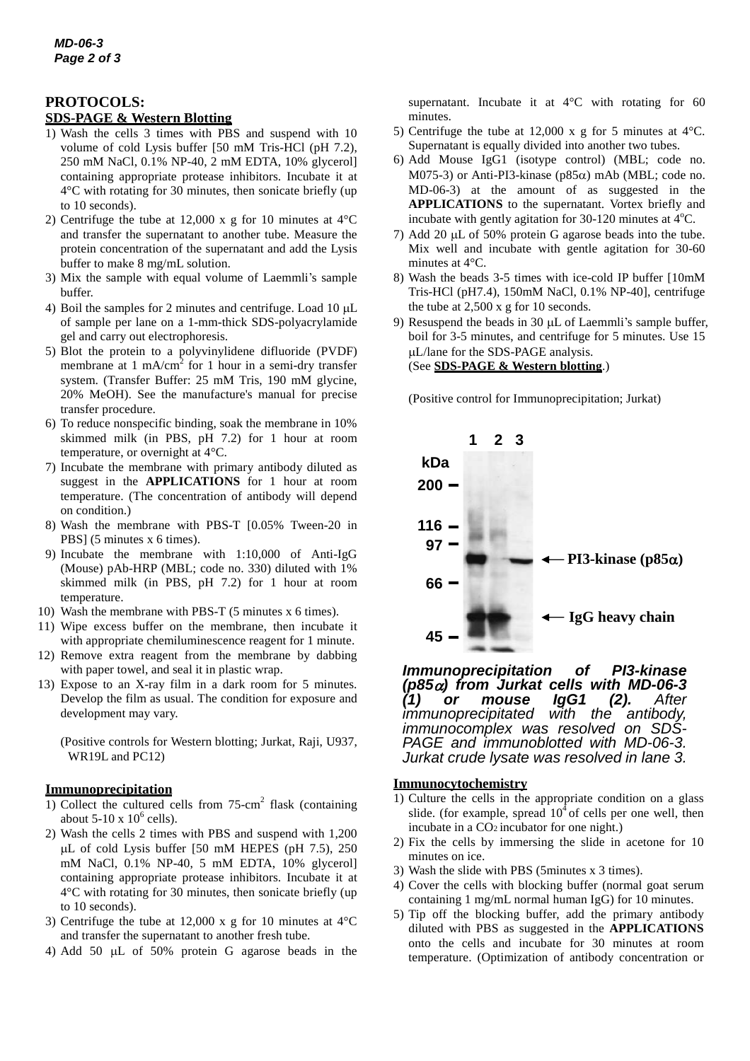## PROTOCOLS:

### SDS-PAGE & Western Blotting

1) Wash the cells 3 times with PBS and suspend with 10 volume of cold Lysis buffer [50 mM Tris-HCl (pH 7.2), 250 mM NaCl, 0.1% NP-40, 2 mM EDTA, 10% glycerol] containing appropriate protease inhibitors. Incubate it at 4°C with rotating for 30 minutes, then sonicate briefly (up to 10 seconds).
2) Centrifuge the tube at 12,000 x g for 10 minutes at 4°C and transfer the supernatant to another tube. Measure the protein concentration of the supernatant and add the Lysis buffer to make 8 mg/mL solution.
3) Mix the sample with equal volume of Laemmli's sample buffer.
4) Boil the samples for 2 minutes and centrifuge. Load 10 μL of sample per lane on a 1-mm-thick SDS-polyacrylamide gel and carry out electrophoresis.
5) Blot the protein to a polyvinylidene difluoride (PVDF) membrane at 1 mA/$cm^2$ for 1 hour in a semi-dry transfer system. (Transfer Buffer: 25 mM Tris, 190 mM glycine, 20% MeOH). See the manufacture's manual for precise transfer procedure.
6) To reduce nonspecific binding, soak the membrane in 10% skimmed milk (in PBS, pH 7.2) for 1 hour at room temperature, or overnight at 4°C.
7) Incubate the membrane with primary antibody diluted as suggest in the **APPLICATIONS** for 1 hour at room temperature. (The concentration of antibody will depend on condition.)
8) Wash the membrane with PBS-T [0.05% Tween-20 in PBS] (5 minutes x 6 times).
9) Incubate the membrane with 1:10,000 of Anti-IgG (Mouse) pAb-HRP (MBL; code no. 330) diluted with 1% skimmed milk (in PBS, pH 7.2) for 1 hour at room temperature.
10) Wash the membrane with PBS-T (5 minutes x 6 times).
11) Wipe excess buffer on the membrane, then incubate it with appropriate chemiluminescence reagent for 1 minute.
12) Remove extra reagent from the membrane by dabbing with paper towel, and seal it in plastic wrap.
13) Expose to an X-ray film in a dark room for 5 minutes. Develop the film as usual. The condition for exposure and development may vary.

(Positive controls for Western blotting; Jurkat, Raji, U937, WR19L and PC12)

### Immunoprecipitation

1) Collect the cultured cells from 75-$cm^2$ flask (containing about 5-10 x $10^6$ cells).
2) Wash the cells 2 times with PBS and suspend with 1,200 μL of cold Lysis buffer [50 mM HEPES (pH 7.5), 250 mM NaCl, 0.1% NP-40, 5 mM EDTA, 10% glycerol] containing appropriate protease inhibitors. Incubate it at 4°C with rotating for 30 minutes, then sonicate briefly (up to 10 seconds).
3) Centrifuge the tube at 12,000 x g for 10 minutes at 4°C and transfer the supernatant to another fresh tube.
4) Add 50 μL of 50% protein G agarose beads in the supernatant. Incubate it at 4°C with rotating for 60 minutes.
5) Centrifuge the tube at 12,000 x g for 5 minutes at 4°C. Supernatant is equally divided into another two tubes.
6) Add Mouse IgG1 (isotype control) (MBL; code no. M075-3) or Anti-PI3-kinase (p85α) mAb (MBL; code no. MD-06-3) at the amount of as suggested in the **APPLICATIONS** to the supernatant. Vortex briefly and incubate with gently agitation for 30-120 minutes at 4°C.
7) Add 20 μL of 50% protein G agarose beads into the tube. Mix well and incubate with gentle agitation for 30-60 minutes at 4°C.
8) Wash the beads 3-5 times with ice-cold IP buffer [10mM Tris-HCl (pH7.4), 150mM NaCl, 0.1% NP-40], centrifuge the tube at 2,500 x g for 10 seconds.
9) Resuspend the beads in 30 μL of Laemmli's sample buffer, boil for 3-5 minutes, and centrifuge for 5 minutes. Use 15 μL/lane for the SDS-PAGE analysis.
(See **SDS-PAGE & Western blotting**.)

(Positive control for Immunoprecipitation; Jurkat)

*Immunoprecipitation of PI3-kinase (p85α) from Jurkat cells with MD-06-3 (1) or mouse IgG1 (2). After immunoprecipitated with the antibody, immunocomplex was resolved on SDS-PAGE and immunoblotted with MD-06-3. Jurkat crude lysate was resolved in lane 3.*

### Immunocytochemistry

1) Culture the cells in the appropriate condition on a glass slide. (for example, spread $10^4$ of cells per one well, then incubate in a $CO_2$ incubator for one night.)
2) Fix the cells by immersing the slide in acetone for 10 minutes on ice.
3) Wash the slide with PBS (5minutes x 3 times).
4) Cover the cells with blocking buffer (normal goat serum containing 1 mg/mL normal human IgG) for 10 minutes.
5) Tip off the blocking buffer, add the primary antibody diluted with PBS as suggested in the **APPLICATIONS** onto the cells and incubate for 30 minutes at room temperature. (Optimization of antibody concentration or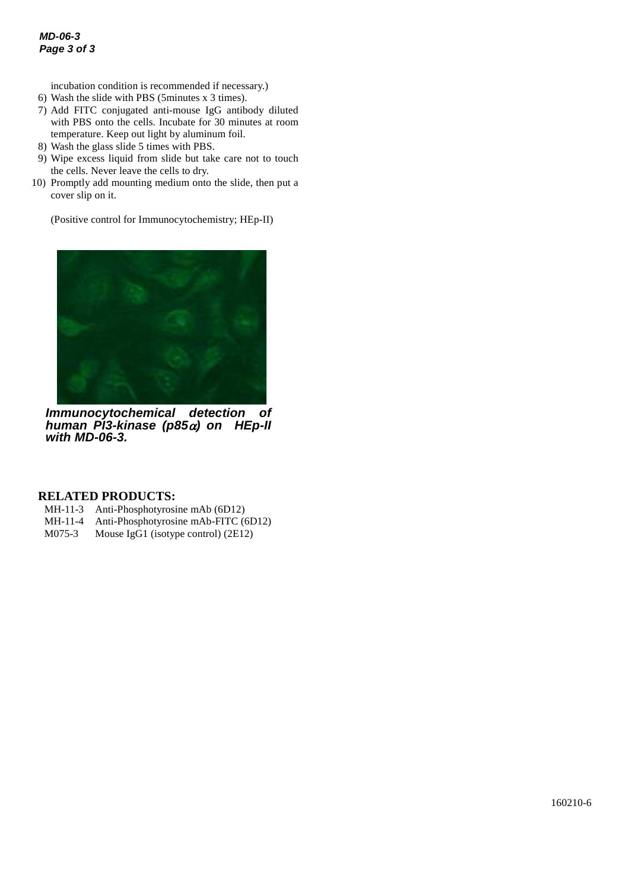incubation condition is recommended if necessary.)

6) Wash the slide with PBS (5minutes x 3 times).
7) Add FITC conjugated anti-mouse IgG antibody diluted with PBS onto the cells. Incubate for 30 minutes at room temperature. Keep out light by aluminum foil.
8) Wash the glass slide 5 times with PBS.
9) Wipe excess liquid from slide but take care not to touch the cells. Never leave the cells to dry.
10) Promptly add mounting medium onto the slide, then put a cover slip on it.

(Positive control for Immunocytochemistry; HEp-II)

***Immunocytochemical detection of human PI3-kinase (p85α) on HEp-II with MD-06-3.***

## RELATED PRODUCTS:

| | |
|---|---|
| MH-11-3 | Anti-Phosphotyrosine mAb (6D12) |
| MH-11-4 | Anti-Phosphotyrosine mAb-FITC (6D12) |
| M075-3 | Mouse IgG1 (isotype control) (2E12) |

160210-6